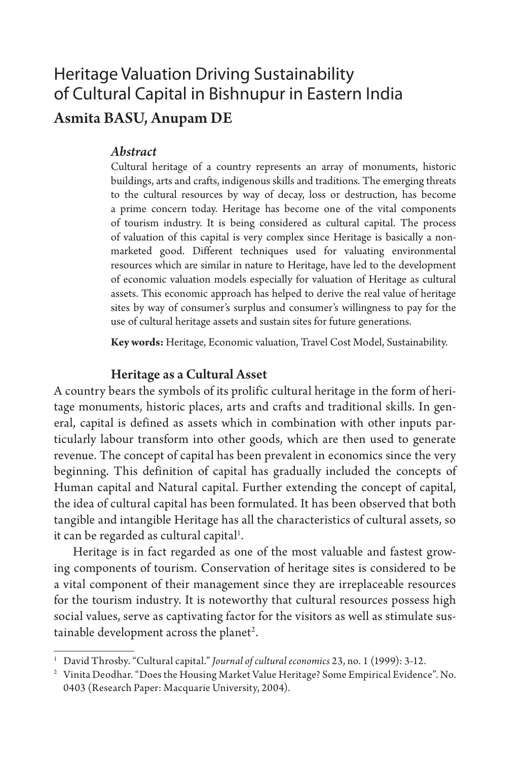# Heritage Valuation Driving Sustainability of Cultural Capital in Bishnupur in Eastern India

**Asmita BASU, Anupam DE**

### *Abstract*

Cultural heritage of a country represents an array of monuments, historic buildings, arts and crafts, indigenous skills and traditions. The emerging threats to the cultural resources by way of decay, loss or destruction, has become a prime concern today. Heritage has become one of the vital components of tourism industry. It is being considered as cultural capital. The process of valuation of this capital is very complex since Heritage is basically a non-marketed good. Different techniques used for valuating environmental resources which are similar in nature to Heritage, have led to the development of economic valuation models especially for valuation of Heritage as cultural assets. This economic approach has helped to derive the real value of heritage sites by way of consumer's surplus and consumer's willingness to pay for the use of cultural heritage assets and sustain sites for future generations.

**Key words:** Heritage, Economic valuation, Travel Cost Model, Sustainability.

## Heritage as a Cultural Asset

A country bears the symbols of its prolific cultural heritage in the form of heritage monuments, historic places, arts and crafts and traditional skills. In general, capital is defined as assets which in combination with other inputs particularly labour transform into other goods, which are then used to generate revenue. The concept of capital has been prevalent in economics since the very beginning. This definition of capital has gradually included the concepts of Human capital and Natural capital. Further extending the concept of capital, the idea of cultural capital has been formulated. It has been observed that both tangible and intangible Heritage has all the characteristics of cultural assets, so it can be regarded as cultural capital[1].

Heritage is in fact regarded as one of the most valuable and fastest growing components of tourism. Conservation of heritage sites is considered to be a vital component of their management since they are irreplaceable resources for the tourism industry. It is noteworthy that cultural resources possess high social values, serve as captivating factor for the visitors as well as stimulate sustainable development across the planet[2].

---

[1] David Throsby. "Cultural capital." *Journal of cultural economics* 23, no. 1 (1999): 3-12.

[2] Vinita Deodhar. "Does the Housing Market Value Heritage? Some Empirical Evidence". No. 0403 (Research Paper: Macquarie University, 2004).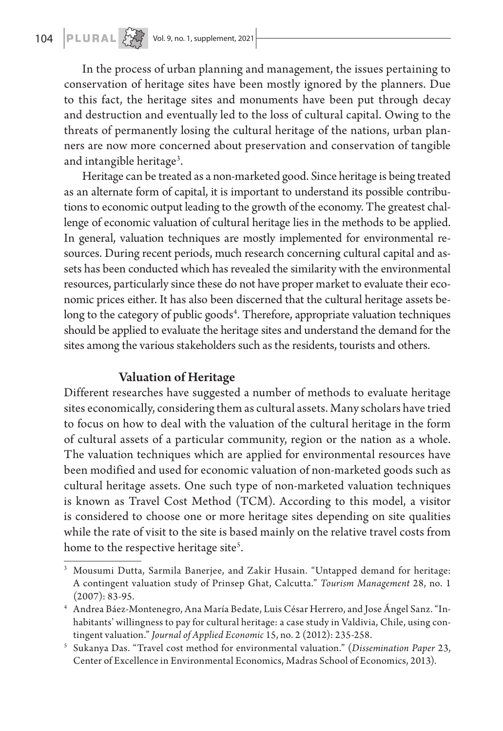In the process of urban planning and management, the issues pertaining to conservation of heritage sites have been mostly ignored by the planners. Due to this fact, the heritage sites and monuments have been put through decay and destruction and eventually led to the loss of cultural capital. Owing to the threats of permanently losing the cultural heritage of the nations, urban planners are now more concerned about preservation and conservation of tangible and intangible heritage[3].

Heritage can be treated as a non-marketed good. Since heritage is being treated as an alternate form of capital, it is important to understand its possible contributions to economic output leading to the growth of the economy. The greatest challenge of economic valuation of cultural heritage lies in the methods to be applied. In general, valuation techniques are mostly implemented for environmental resources. During recent periods, much research concerning cultural capital and assets has been conducted which has revealed the similarity with the environmental resources, particularly since these do not have proper market to evaluate their economic prices either. It has also been discerned that the cultural heritage assets belong to the category of public goods[4]. Therefore, appropriate valuation techniques should be applied to evaluate the heritage sites and understand the demand for the sites among the various stakeholders such as the residents, tourists and others.

## Valuation of Heritage

Different researches have suggested a number of methods to evaluate heritage sites economically, considering them as cultural assets. Many scholars have tried to focus on how to deal with the valuation of the cultural heritage in the form of cultural assets of a particular community, region or the nation as a whole. The valuation techniques which are applied for environmental resources have been modified and used for economic valuation of non-marketed goods such as cultural heritage assets. One such type of non-marketed valuation techniques is known as Travel Cost Method (TCM). According to this model, a visitor is considered to choose one or more heritage sites depending on site qualities while the rate of visit to the site is based mainly on the relative travel costs from home to the respective heritage site[5].

---

[3] Mousumi Dutta, Sarmila Banerjee, and Zakir Husain. "Untapped demand for heritage: A contingent valuation study of Prinsep Ghat, Calcutta." *Tourism Management* 28, no. 1 (2007): 83-95.

[4] Andrea Báez-Montenegro, Ana María Bedate, Luis César Herrero, and Jose Ángel Sanz. "Inhabitants' willingness to pay for cultural heritage: a case study in Valdivia, Chile, using contingent valuation." *Journal of Applied Economic* 15, no. 2 (2012): 235-258.

[5] Sukanya Das. "Travel cost method for environmental valuation." (*Dissemination Paper* 23, Center of Excellence in Environmental Economics, Madras School of Economics, 2013).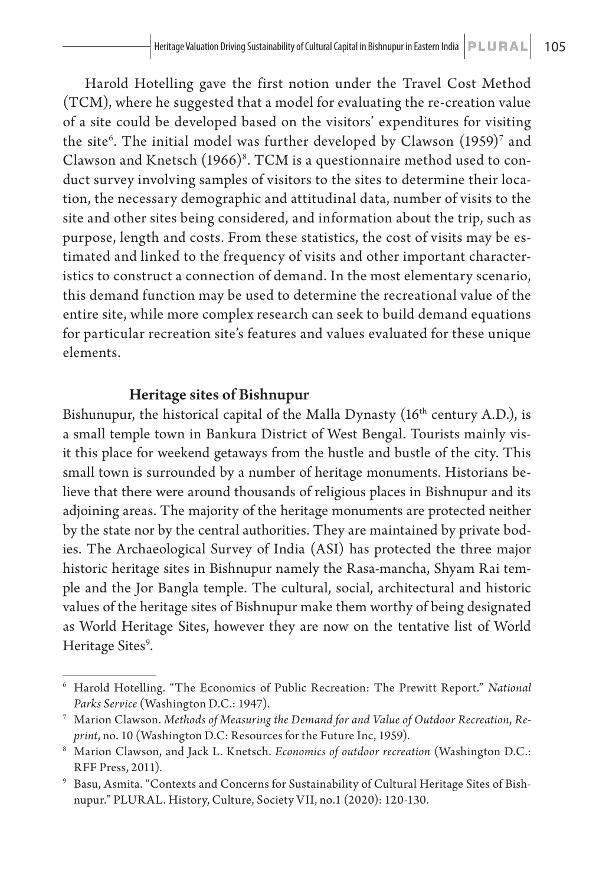Harold Hotelling gave the first notion under the Travel Cost Method (TCM), where he suggested that a model for evaluating the re-creation value of a site could be developed based on the visitors' expenditures for visiting the site[6]. The initial model was further developed by Clawson (1959)[7] and Clawson and Knetsch (1966)[8]. TCM is a questionnaire method used to conduct survey involving samples of visitors to the sites to determine their location, the necessary demographic and attitudinal data, number of visits to the site and other sites being considered, and information about the trip, such as purpose, length and costs. From these statistics, the cost of visits may be estimated and linked to the frequency of visits and other important characteristics to construct a connection of demand. In the most elementary scenario, this demand function may be used to determine the recreational value of the entire site, while more complex research can seek to build demand equations for particular recreation site's features and values evaluated for these unique elements.

## Heritage sites of Bishnupur

Bishunupur, the historical capital of the Malla Dynasty (16th century A.D.), is a small temple town in Bankura District of West Bengal. Tourists mainly visit this place for weekend getaways from the hustle and bustle of the city. This small town is surrounded by a number of heritage monuments. Historians believe that there were around thousands of religious places in Bishnupur and its adjoining areas. The majority of the heritage monuments are protected neither by the state nor by the central authorities. They are maintained by private bodies. The Archaeological Survey of India (ASI) has protected the three major historic heritage sites in Bishnupur namely the Rasa-mancha, Shyam Rai temple and the Jor Bangla temple. The cultural, social, architectural and historic values of the heritage sites of Bishnupur make them worthy of being designated as World Heritage Sites, however they are now on the tentative list of World Heritage Sites[9].

---

[6] Harold Hotelling. "The Economics of Public Recreation: The Prewitt Report." *National Parks Service* (Washington D.C.: 1947).

[7] Marion Clawson. *Methods of Measuring the Demand for and Value of Outdoor Recreation*, *Reprint*, no. 10 (Washington D.C: Resources for the Future Inc, 1959).

[8] Marion Clawson, and Jack L. Knetsch. *Economics of outdoor recreation* (Washington D.C.: RFF Press, 2011).

[9] Basu, Asmita. "Contexts and Concerns for Sustainability of Cultural Heritage Sites of Bishnupur." PLURAL. History, Culture, Society VII, no.1 (2020): 120-130.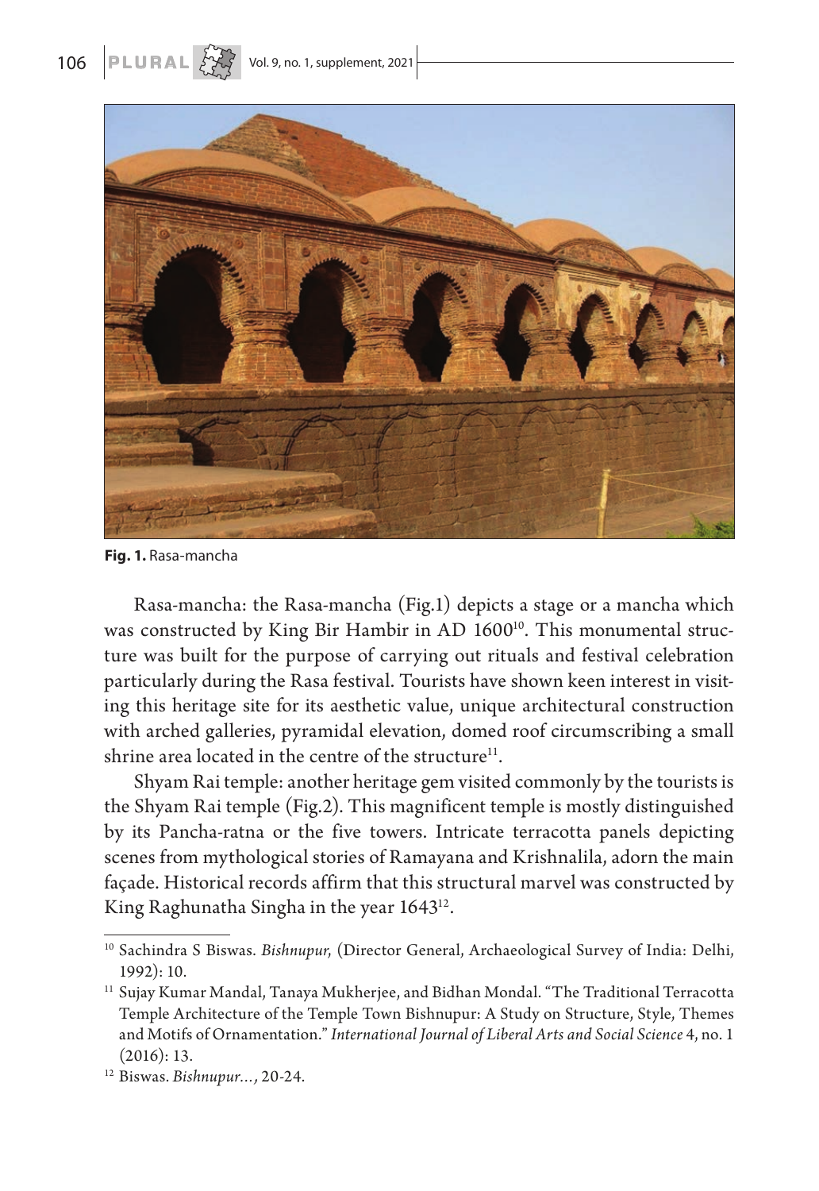Fig. 1. Rasa-mancha

Rasa-mancha: the Rasa-mancha (Fig.1) depicts a stage or a mancha which was constructed by King Bir Hambir in AD 1600[10]. This monumental structure was built for the purpose of carrying out rituals and festival celebration particularly during the Rasa festival. Tourists have shown keen interest in visiting this heritage site for its aesthetic value, unique architectural construction with arched galleries, pyramidal elevation, domed roof circumscribing a small shrine area located in the centre of the structure[11].

Shyam Rai temple: another heritage gem visited commonly by the tourists is the Shyam Rai temple (Fig.2). This magnificent temple is mostly distinguished by its Pancha-ratna or the five towers. Intricate terracotta panels depicting scenes from mythological stories of Ramayana and Krishnalila, adorn the main façade. Historical records affirm that this structural marvel was constructed by King Raghunatha Singha in the year 1643[12].

---

[10] Sachindra S Biswas. *Bishnupur,* (Director General, Archaeological Survey of India: Delhi, 1992): 10.

[11] Sujay Kumar Mandal, Tanaya Mukherjee, and Bidhan Mondal. "The Traditional Terracotta Temple Architecture of the Temple Town Bishnupur: A Study on Structure, Style, Themes and Motifs of Ornamentation." *International Journal of Liberal Arts and Social Science* 4, no. 1 (2016): 13.

[12] Biswas. *Bishnupur…,* 20-24.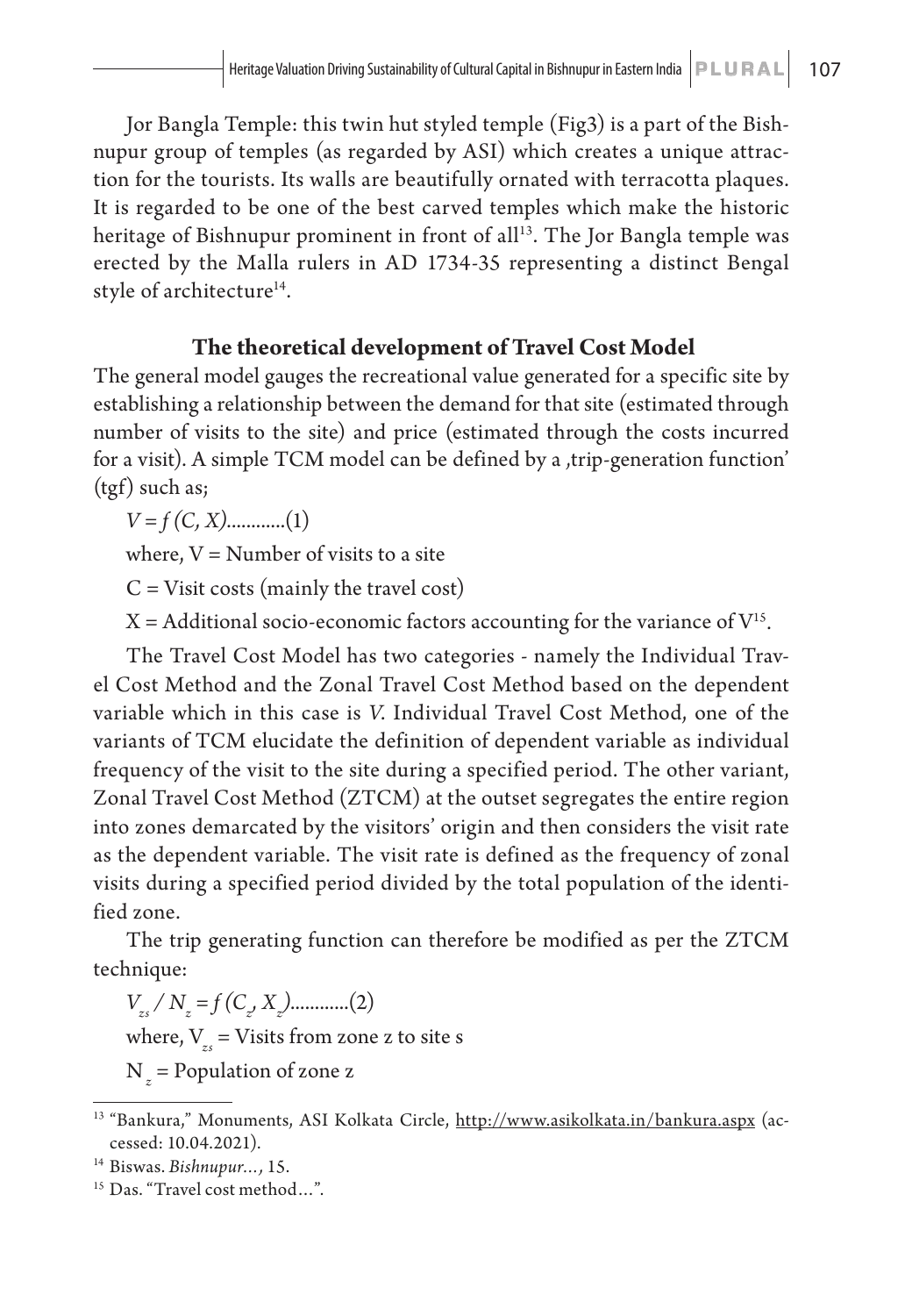Jor Bangla Temple: this twin hut styled temple (Fig3) is a part of the Bishnupur group of temples (as regarded by ASI) which creates a unique attraction for the tourists. Its walls are beautifully ornated with terracotta plaques. It is regarded to be one of the best carved temples which make the historic heritage of Bishnupur prominent in front of all[13]. The Jor Bangla temple was erected by the Malla rulers in AD 1734-35 representing a distinct Bengal style of architecture[14].

### The theoretical development of Travel Cost Model

The general model gauges the recreational value generated for a specific site by establishing a relationship between the demand for that site (estimated through number of visits to the site) and price (estimated through the costs incurred for a visit). A simple TCM model can be defined by a ‚trip-generation function' (tgf) such as;

$V = f(C, X)$............(1)

where, V = Number of visits to a site

C = Visit costs (mainly the travel cost)

X = Additional socio-economic factors accounting for the variance of V[15].

The Travel Cost Model has two categories - namely the Individual Travel Cost Method and the Zonal Travel Cost Method based on the dependent variable which in this case is *V*. Individual Travel Cost Method, one of the variants of TCM elucidate the definition of dependent variable as individual frequency of the visit to the site during a specified period. The other variant, Zonal Travel Cost Method (ZTCM) at the outset segregates the entire region into zones demarcated by the visitors' origin and then considers the visit rate as the dependent variable. The visit rate is defined as the frequency of zonal visits during a specified period divided by the total population of the identified zone.

The trip generating function can therefore be modified as per the ZTCM technique:

$V_{zs} / N_z = f(C_z, X_z)$............(2)

where, $V_{zs}$ = Visits from zone z to site s

$N_z$ = Population of zone z

---

[13] "Bankura," Monuments, ASI Kolkata Circle, http://www.asikolkata.in/bankura.aspx (accessed: 10.04.2021).

[14] Biswas. *Bishnupur…*, 15.

[15] Das. "Travel cost method…".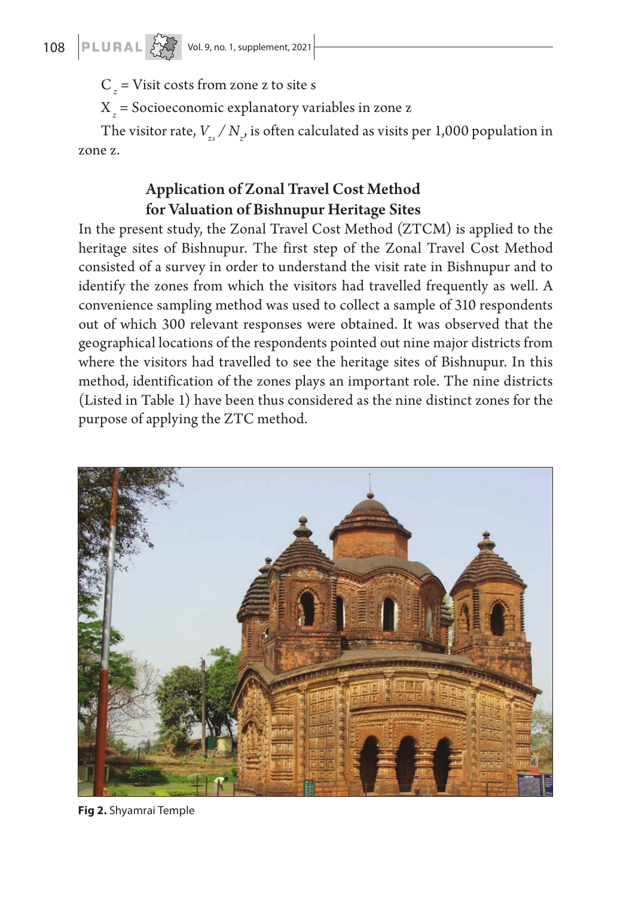$C_z$ = Visit costs from zone z to site s

$X_z$ = Socioeconomic explanatory variables in zone z

The visitor rate, $V_{zs} / N_z$, is often calculated as visits per 1,000 population in zone z.

## Application of Zonal Travel Cost Method for Valuation of Bishnupur Heritage Sites

In the present study, the Zonal Travel Cost Method (ZTCM) is applied to the heritage sites of Bishnupur. The first step of the Zonal Travel Cost Method consisted of a survey in order to understand the visit rate in Bishnupur and to identify the zones from which the visitors had travelled frequently as well. A convenience sampling method was used to collect a sample of 310 respondents out of which 300 relevant responses were obtained. It was observed that the geographical locations of the respondents pointed out nine major districts from where the visitors had travelled to see the heritage sites of Bishnupur. In this method, identification of the zones plays an important role. The nine districts (Listed in Table 1) have been thus considered as the nine distinct zones for the purpose of applying the ZTC method.

**Fig 2.** Shyamrai Temple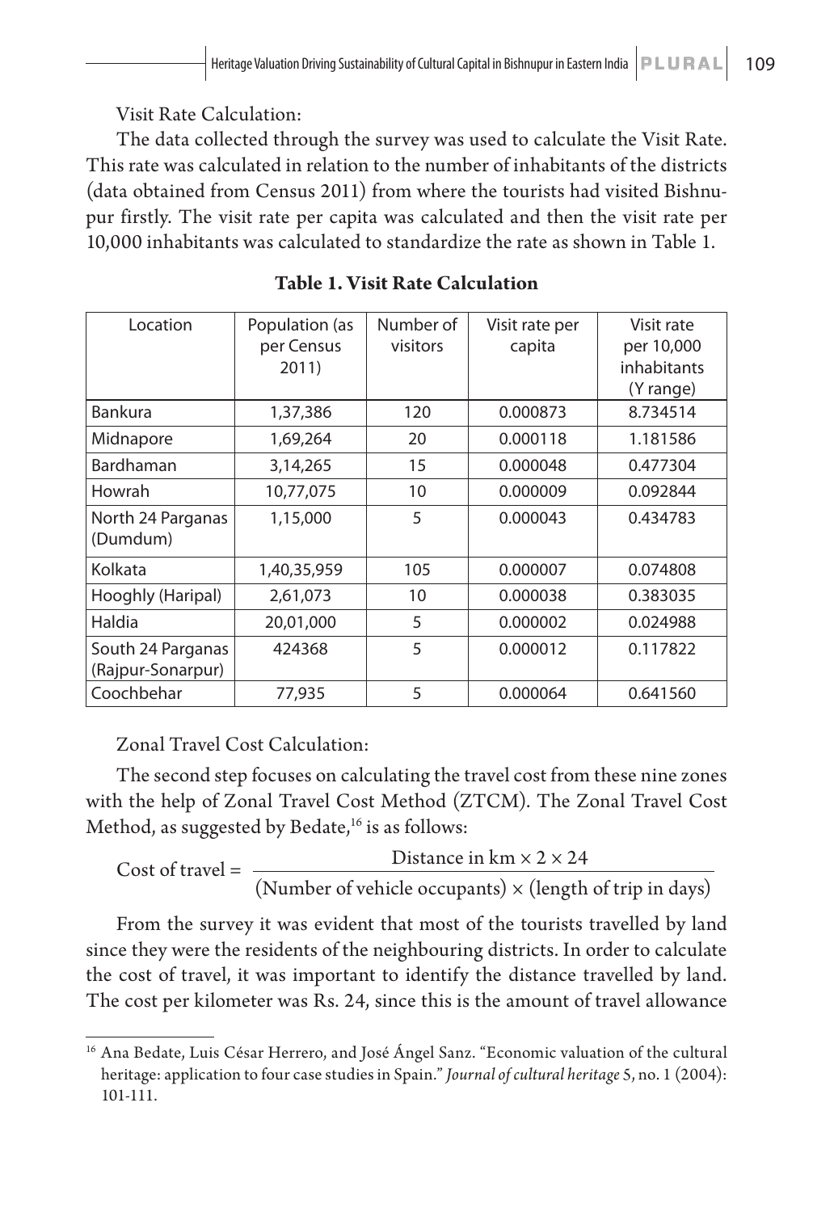Visit Rate Calculation:

The data collected through the survey was used to calculate the Visit Rate. This rate was calculated in relation to the number of inhabitants of the districts (data obtained from Census 2011) from where the tourists had visited Bishnupur firstly. The visit rate per capita was calculated and then the visit rate per 10,000 inhabitants was calculated to standardize the rate as shown in Table 1.

**Table 1. Visit Rate Calculation**

| Location | Population (as per Census 2011) | Number of visitors | Visit rate per capita | Visit rate per 10,000 inhabitants (Y range) |
|---|---|---|---|---|
| Bankura | 1,37,386 | 120 | 0.000873 | 8.734514 |
| Midnapore | 1,69,264 | 20 | 0.000118 | 1.181586 |
| Bardhaman | 3,14,265 | 15 | 0.000048 | 0.477304 |
| Howrah | 10,77,075 | 10 | 0.000009 | 0.092844 |
| North 24 Parganas (Dumdum) | 1,15,000 | 5 | 0.000043 | 0.434783 |
| Kolkata | 1,40,35,959 | 105 | 0.000007 | 0.074808 |
| Hooghly (Haripal) | 2,61,073 | 10 | 0.000038 | 0.383035 |
| Haldia | 20,01,000 | 5 | 0.000002 | 0.024988 |
| South 24 Parganas (Rajpur-Sonarpur) | 424368 | 5 | 0.000012 | 0.117822 |
| Coochbehar | 77,935 | 5 | 0.000064 | 0.641560 |

Zonal Travel Cost Calculation:

The second step focuses on calculating the travel cost from these nine zones with the help of Zonal Travel Cost Method (ZTCM). The Zonal Travel Cost Method, as suggested by Bedate,[16] is as follows:

$$\text{Cost of travel} = \frac{\text{Distance in km} \times 2 \times 24}{(\text{Number of vehicle occupants}) \times (\text{length of trip in days})}$$

From the survey it was evident that most of the tourists travelled by land since they were the residents of the neighbouring districts. In order to calculate the cost of travel, it was important to identify the distance travelled by land. The cost per kilometer was Rs. 24, since this is the amount of travel allowance

[16] Ana Bedate, Luis César Herrero, and José Ángel Sanz. "Economic valuation of the cultural heritage: application to four case studies in Spain." *Journal of cultural heritage* 5, no. 1 (2004): 101-111.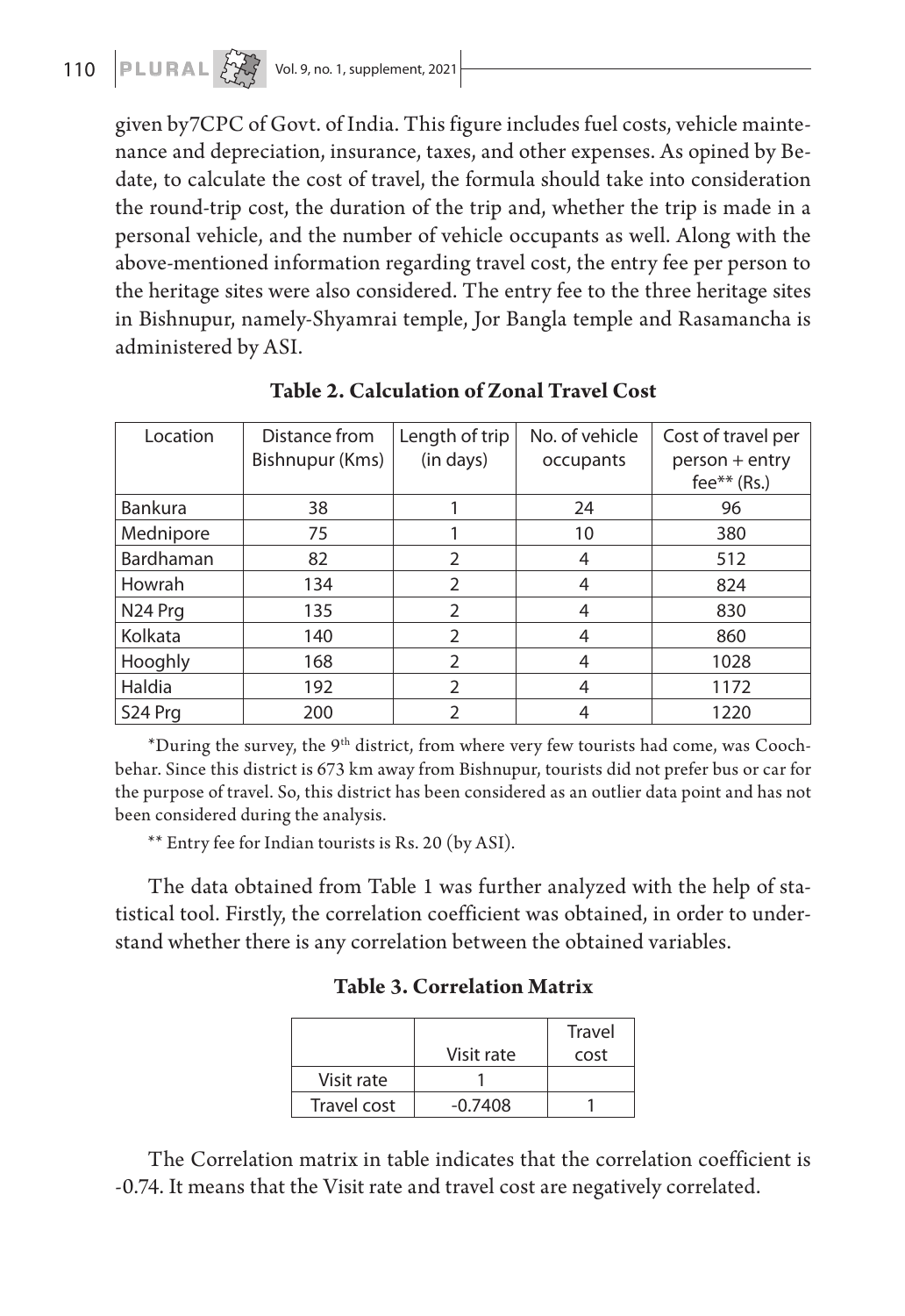given by7CPC of Govt. of India. This figure includes fuel costs, vehicle maintenance and depreciation, insurance, taxes, and other expenses. As opined by Bedate, to calculate the cost of travel, the formula should take into consideration the round-trip cost, the duration of the trip and, whether the trip is made in a personal vehicle, and the number of vehicle occupants as well. Along with the above-mentioned information regarding travel cost, the entry fee per person to the heritage sites were also considered. The entry fee to the three heritage sites in Bishnupur, namely-Shyamrai temple, Jor Bangla temple and Rasamancha is administered by ASI.

**Table 2. Calculation of Zonal Travel Cost**

| Location | Distance from Bishnupur (Kms) | Length of trip (in days) | No. of vehicle occupants | Cost of travel per person + entry fee** (Rs.) |
|---|---|---|---|---|
| Bankura | 38 | 1 | 24 | 96 |
| Mednipore | 75 | 1 | 10 | 380 |
| Bardhaman | 82 | 2 | 4 | 512 |
| Howrah | 134 | 2 | 4 | 824 |
| N24 Prg | 135 | 2 | 4 | 830 |
| Kolkata | 140 | 2 | 4 | 860 |
| Hooghly | 168 | 2 | 4 | 1028 |
| Haldia | 192 | 2 | 4 | 1172 |
| S24 Prg | 200 | 2 | 4 | 1220 |

*During the survey, the 9th district, from where very few tourists had come, was Coochbehar. Since this district is 673 km away from Bishnupur, tourists did not prefer bus or car for the purpose of travel. So, this district has been considered as an outlier data point and has not been considered during the analysis.

** Entry fee for Indian tourists is Rs. 20 (by ASI).

The data obtained from Table 1 was further analyzed with the help of statistical tool. Firstly, the correlation coefficient was obtained, in order to understand whether there is any correlation between the obtained variables.

**Table 3. Correlation Matrix**

| | Visit rate | Travel cost |
|---|---|---|
| Visit rate | 1 | |
| Travel cost | -0.7408 | 1 |

The Correlation matrix in table indicates that the correlation coefficient is -0.74. It means that the Visit rate and travel cost are negatively correlated.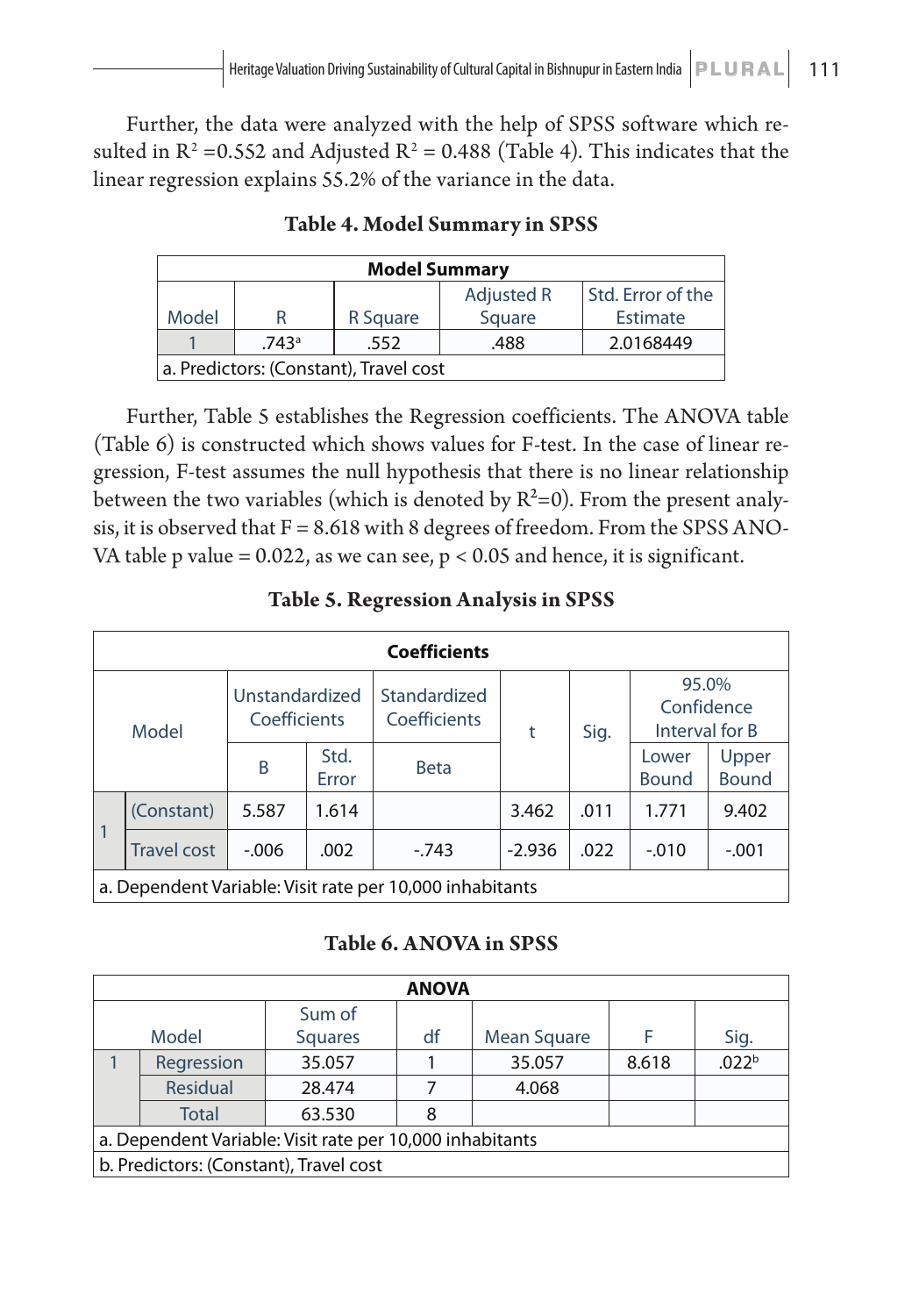Further, the data were analyzed with the help of SPSS software which resulted in $R^2$ =0.552 and Adjusted $R^2$ = 0.488 (Table 4). This indicates that the linear regression explains 55.2% of the variance in the data.

**Table 4. Model Summary in SPSS**

| Model Summary | | | | |
|---|---|---|---|---|
| Model | R | R Square | Adjusted R Square | Std. Error of the Estimate |
| 1 | .743[a] | .552 | .488 | 2.0168449 |
| a. Predictors: (Constant), Travel cost | | | | |

Further, Table 5 establishes the Regression coefficients. The ANOVA table (Table 6) is constructed which shows values for F-test. In the case of linear regression, F-test assumes the null hypothesis that there is no linear relationship between the two variables (which is denoted by $R^2$=0). From the present analysis, it is observed that F = 8.618 with 8 degrees of freedom. From the SPSS ANOVA table p value = 0.022, as we can see, $p < 0.05$ and hence, it is significant.

**Table 5. Regression Analysis in SPSS**

| Coefficients | | | | | | | | |
|---|---|---|---|---|---|---|---|---|
| Model | | Unstandardized Coefficients | | Standardized Coefficients | t | Sig. | 95.0% Confidence Interval for B | |
| | | B | Std. Error | Beta | | | Lower Bound | Upper Bound |
| 1 | (Constant) | 5.587 | 1.614 | | 3.462 | .011 | 1.771 | 9.402 |
| | Travel cost | -.006 | .002 | -.743 | -2.936 | .022 | -.010 | -.001 |
| a. Dependent Variable: Visit rate per 10,000 inhabitants | | | | | | | | |

**Table 6. ANOVA in SPSS**

| ANOVA | | | | | | |
|---|---|---|---|---|---|---|
| Model | | Sum of Squares | df | Mean Square | F | Sig. |
| 1 | Regression | 35.057 | 1 | 35.057 | 8.618 | .022[b] |
| | Residual | 28.474 | 7 | 4.068 | | |
| | Total | 63.530 | 8 | | | |
| a. Dependent Variable: Visit rate per 10,000 inhabitants | | | | | | |
| b. Predictors: (Constant), Travel cost | | | | | | |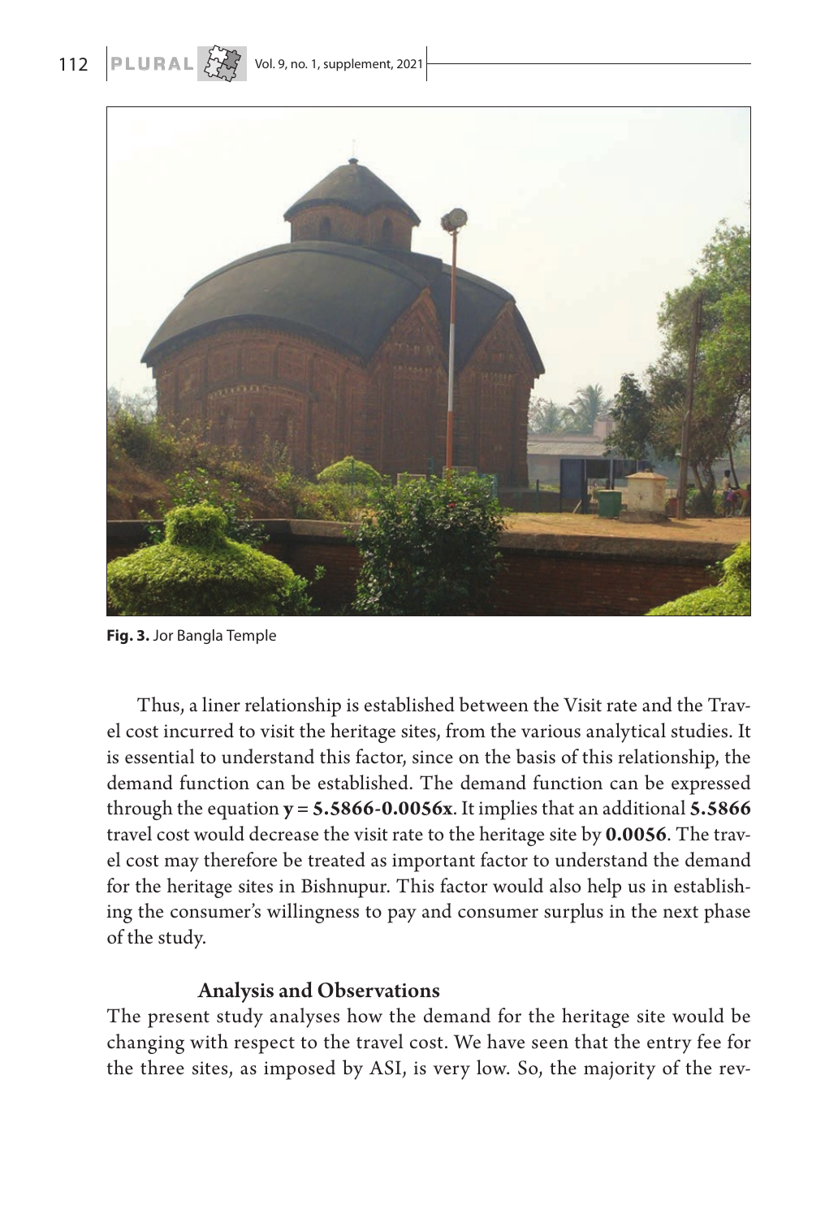**Fig. 3.** Jor Bangla Temple

Thus, a liner relationship is established between the Visit rate and the Travel cost incurred to visit the heritage sites, from the various analytical studies. It is essential to understand this factor, since on the basis of this relationship, the demand function can be established. The demand function can be expressed through the equation **$y = 5.5866 - 0.0056x$**. It implies that an additional **5.5866** travel cost would decrease the visit rate to the heritage site by **0.0056**. The travel cost may therefore be treated as important factor to understand the demand for the heritage sites in Bishnupur. This factor would also help us in establishing the consumer's willingness to pay and consumer surplus in the next phase of the study.

## Analysis and Observations

The present study analyses how the demand for the heritage site would be changing with respect to the travel cost. We have seen that the entry fee for the three sites, as imposed by ASI, is very low. So, the majority of the rev-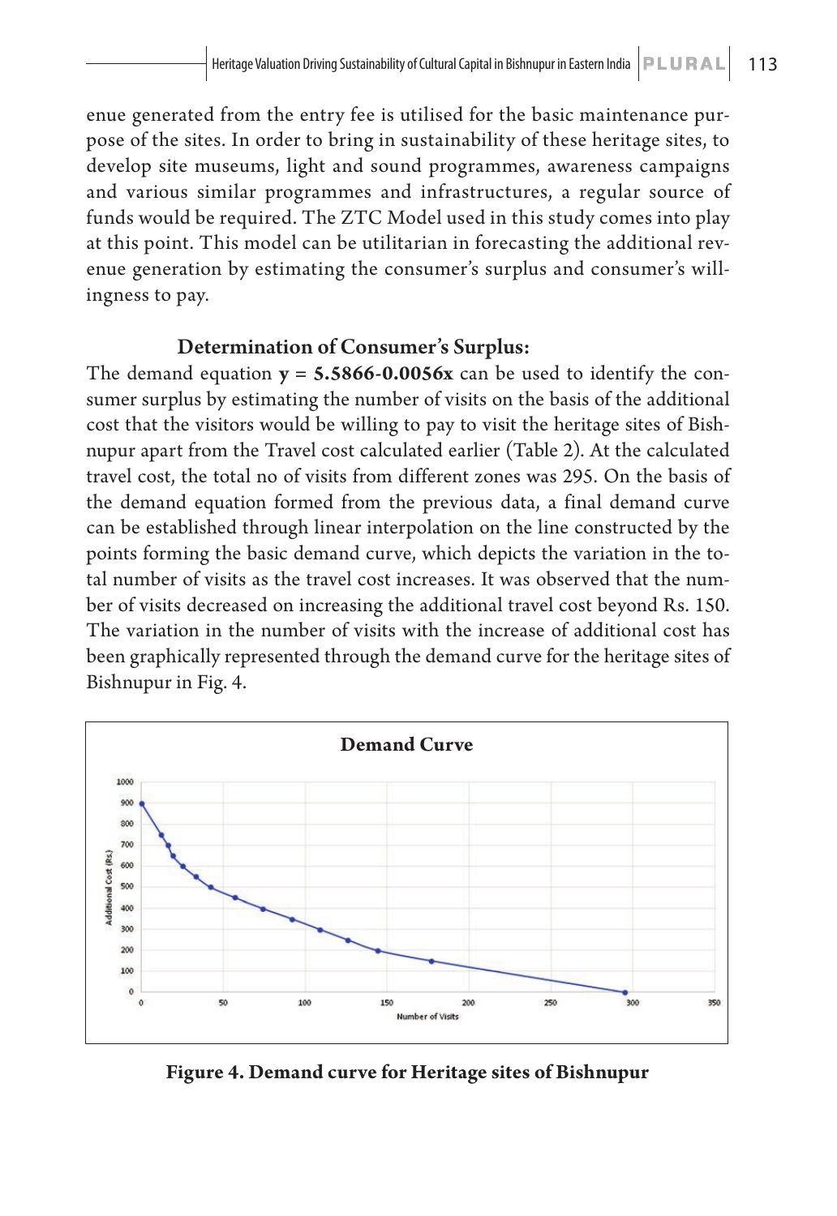enue generated from the entry fee is utilised for the basic maintenance purpose of the sites. In order to bring in sustainability of these heritage sites, to develop site museums, light and sound programmes, awareness campaigns and various similar programmes and infrastructures, a regular source of funds would be required. The ZTC Model used in this study comes into play at this point. This model can be utilitarian in forecasting the additional revenue generation by estimating the consumer's surplus and consumer's willingness to pay.

### Determination of Consumer's Surplus:

The demand equation **$y = 5.5866 - 0.0056x$** can be used to identify the consumer surplus by estimating the number of visits on the basis of the additional cost that the visitors would be willing to pay to visit the heritage sites of Bishnupur apart from the Travel cost calculated earlier (Table 2). At the calculated travel cost, the total no of visits from different zones was 295. On the basis of the demand equation formed from the previous data, a final demand curve can be established through linear interpolation on the line constructed by the points forming the basic demand curve, which depicts the variation in the total number of visits as the travel cost increases. It was observed that the number of visits decreased on increasing the additional travel cost beyond Rs. 150. The variation in the number of visits with the increase of additional cost has been graphically represented through the demand curve for the heritage sites of Bishnupur in Fig. 4.

**Figure 4. Demand curve for Heritage sites of Bishnupur**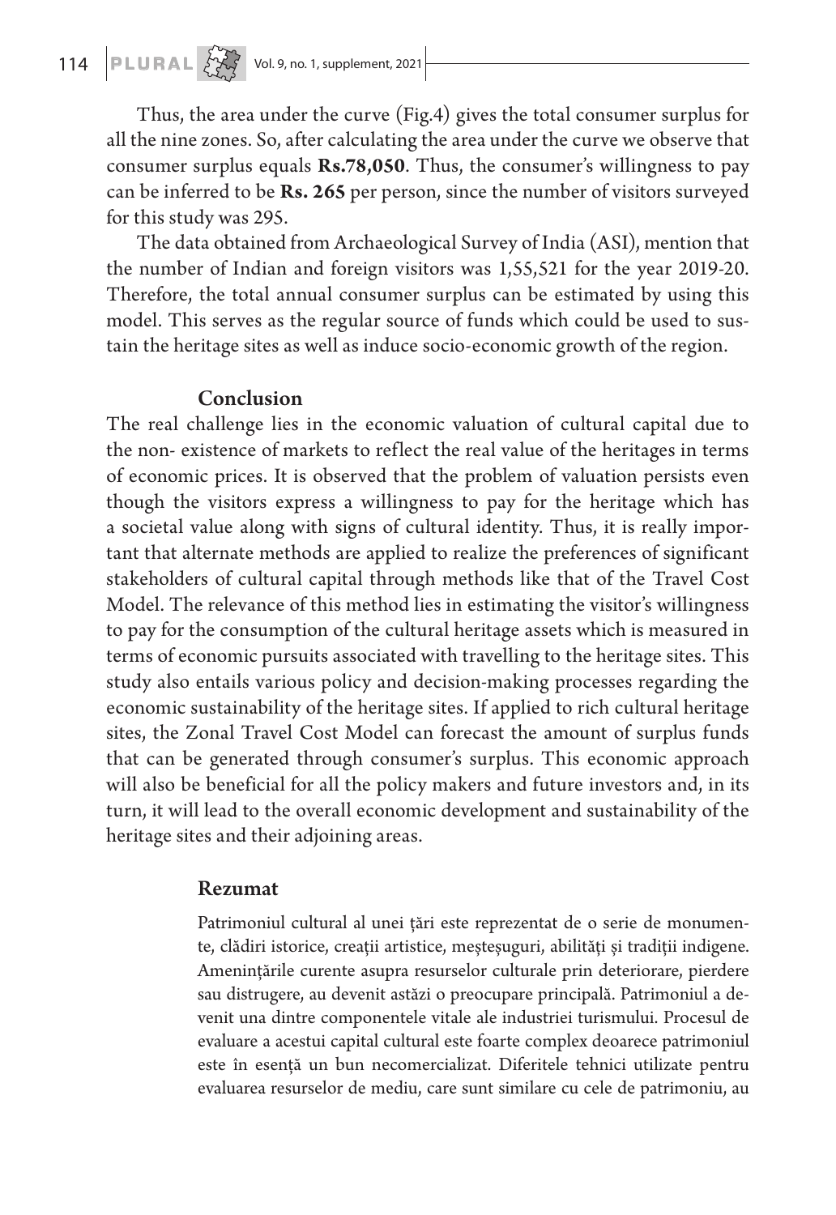Thus, the area under the curve (Fig.4) gives the total consumer surplus for all the nine zones. So, after calculating the area under the curve we observe that consumer surplus equals **Rs.78,050**. Thus, the consumer's willingness to pay can be inferred to be **Rs. 265** per person, since the number of visitors surveyed for this study was 295.

The data obtained from Archaeological Survey of India (ASI), mention that the number of Indian and foreign visitors was 1,55,521 for the year 2019-20. Therefore, the total annual consumer surplus can be estimated by using this model. This serves as the regular source of funds which could be used to sustain the heritage sites as well as induce socio-economic growth of the region.

## Conclusion

The real challenge lies in the economic valuation of cultural capital due to the non- existence of markets to reflect the real value of the heritages in terms of economic prices. It is observed that the problem of valuation persists even though the visitors express a willingness to pay for the heritage which has a societal value along with signs of cultural identity. Thus, it is really important that alternate methods are applied to realize the preferences of significant stakeholders of cultural capital through methods like that of the Travel Cost Model. The relevance of this method lies in estimating the visitor's willingness to pay for the consumption of the cultural heritage assets which is measured in terms of economic pursuits associated with travelling to the heritage sites. This study also entails various policy and decision-making processes regarding the economic sustainability of the heritage sites. If applied to rich cultural heritage sites, the Zonal Travel Cost Model can forecast the amount of surplus funds that can be generated through consumer's surplus. This economic approach will also be beneficial for all the policy makers and future investors and, in its turn, it will lead to the overall economic development and sustainability of the heritage sites and their adjoining areas.

## Rezumat

Patrimoniul cultural al unei țări este reprezentat de o serie de monumente, clădiri istorice, creații artistice, meșteșuguri, abilități și tradiții indigene. Amenințările curente asupra resurselor culturale prin deteriorare, pierdere sau distrugere, au devenit astăzi o preocupare principală. Patrimoniul a devenit una dintre componentele vitale ale industriei turismului. Procesul de evaluare a acestui capital cultural este foarte complex deoarece patrimoniul este în esență un bun necomercializat. Diferitele tehnici utilizate pentru evaluarea resurselor de mediu, care sunt similare cu cele de patrimoniu, au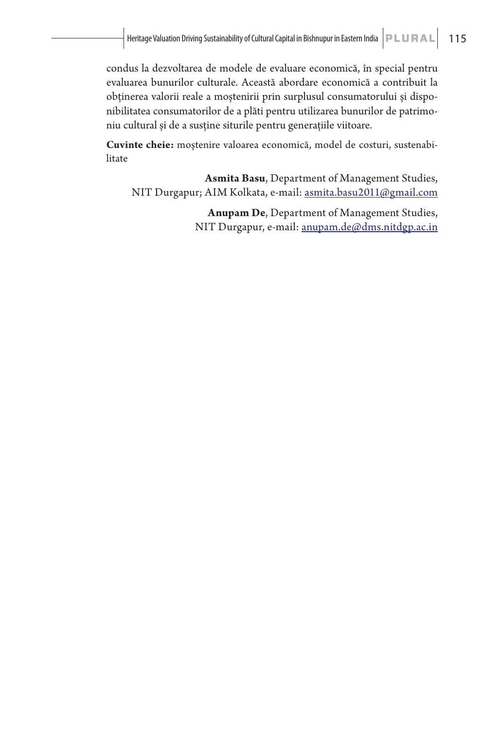condus la dezvoltarea de modele de evaluare economică, în special pentru evaluarea bunurilor culturale. Această abordare economică a contribuit la obținerea valorii reale a moștenirii prin surplusul consumatorului și disponibilitatea consumatorilor de a plăti pentru utilizarea bunurilor de patrimoniu cultural și de a susține siturile pentru generațiile viitoare.

**Cuvinte cheie:** moștenire valoarea economică, model de costuri, sustenabilitate

**Asmita Basu**, Department of Management Studies, NIT Durgapur; AIM Kolkata, e-mail: asmita.basu2011@gmail.com

**Anupam De**, Department of Management Studies, NIT Durgapur, e-mail: anupam.de@dms.nitdgp.ac.in